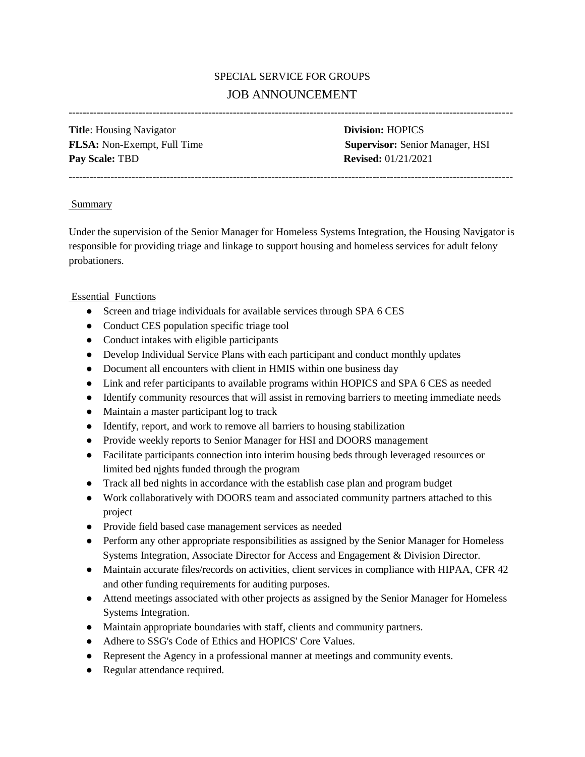# SPECIAL SERVICE FOR GROUPS

## JOB ANNOUNCEMENT

---

**Title**: Housing Navigator  
**Division:** HOPICS  
**FLSA:** Non-Exempt, Full Time  
**Supervisor:** Senior Manager, HSI  
**Pay Scale:** TBD  
**Revised:** 01/21/2021

---

### Summary

Under the supervision of the Senior Manager for Homeless Systems Integration, the Housing Navigator is responsible for providing triage and linkage to support housing and homeless services for adult felony probationers.

### Essential Functions

- Screen and triage individuals for available services through SPA 6 CES
- Conduct CES population specific triage tool
- Conduct intakes with eligible participants
- Develop Individual Service Plans with each participant and conduct monthly updates
- Document all encounters with client in HMIS within one business day
- Link and refer participants to available programs within HOPICS and SPA 6 CES as needed
- Identify community resources that will assist in removing barriers to meeting immediate needs
- Maintain a master participant log to track
- Identify, report, and work to remove all barriers to housing stabilization
- Provide weekly reports to Senior Manager for HSI and DOORS management
- Facilitate participants connection into interim housing beds through leveraged resources or limited bed nights funded through the program
- Track all bed nights in accordance with the establish case plan and program budget
- Work collaboratively with DOORS team and associated community partners attached to this project
- Provide field based case management services as needed
- Perform any other appropriate responsibilities as assigned by the Senior Manager for Homeless Systems Integration, Associate Director for Access and Engagement & Division Director.
- Maintain accurate files/records on activities, client services in compliance with HIPAA, CFR 42 and other funding requirements for auditing purposes.
- Attend meetings associated with other projects as assigned by the Senior Manager for Homeless Systems Integration.
- Maintain appropriate boundaries with staff, clients and community partners.
- Adhere to SSG's Code of Ethics and HOPICS' Core Values.
- Represent the Agency in a professional manner at meetings and community events.
- Regular attendance required.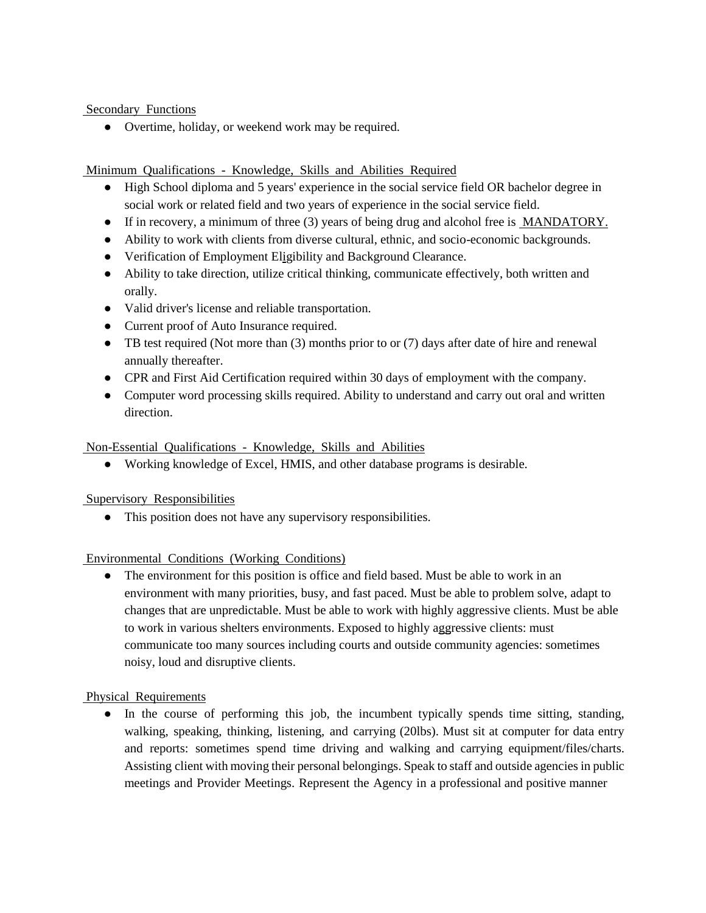## Secondary Functions

- Overtime, holiday, or weekend work may be required.

## Minimum Qualifications - Knowledge, Skills and Abilities Required

- High School diploma and 5 years' experience in the social service field OR bachelor degree in social work or related field and two years of experience in the social service field.
- If in recovery, a minimum of three (3) years of being drug and alcohol free is MANDATORY.
- Ability to work with clients from diverse cultural, ethnic, and socio-economic backgrounds.
- Verification of Employment Eligibility and Background Clearance.
- Ability to take direction, utilize critical thinking, communicate effectively, both written and orally.
- Valid driver's license and reliable transportation.
- Current proof of Auto Insurance required.
- TB test required (Not more than (3) months prior to or (7) days after date of hire and renewal annually thereafter.
- CPR and First Aid Certification required within 30 days of employment with the company.
- Computer word processing skills required. Ability to understand and carry out oral and written direction.

## Non-Essential Qualifications - Knowledge, Skills and Abilities

- Working knowledge of Excel, HMIS, and other database programs is desirable.

## Supervisory Responsibilities

- This position does not have any supervisory responsibilities.

## Environmental Conditions (Working Conditions)

- The environment for this position is office and field based. Must be able to work in an environment with many priorities, busy, and fast paced. Must be able to problem solve, adapt to changes that are unpredictable. Must be able to work with highly aggressive clients. Must be able to work in various shelters environments. Exposed to highly aggressive clients: must communicate too many sources including courts and outside community agencies: sometimes noisy, loud and disruptive clients.

## Physical Requirements

- In the course of performing this job, the incumbent typically spends time sitting, standing, walking, speaking, thinking, listening, and carrying (20lbs). Must sit at computer for data entry and reports: sometimes spend time driving and walking and carrying equipment/files/charts. Assisting client with moving their personal belongings. Speak to staff and outside agencies in public meetings and Provider Meetings. Represent the Agency in a professional and positive manner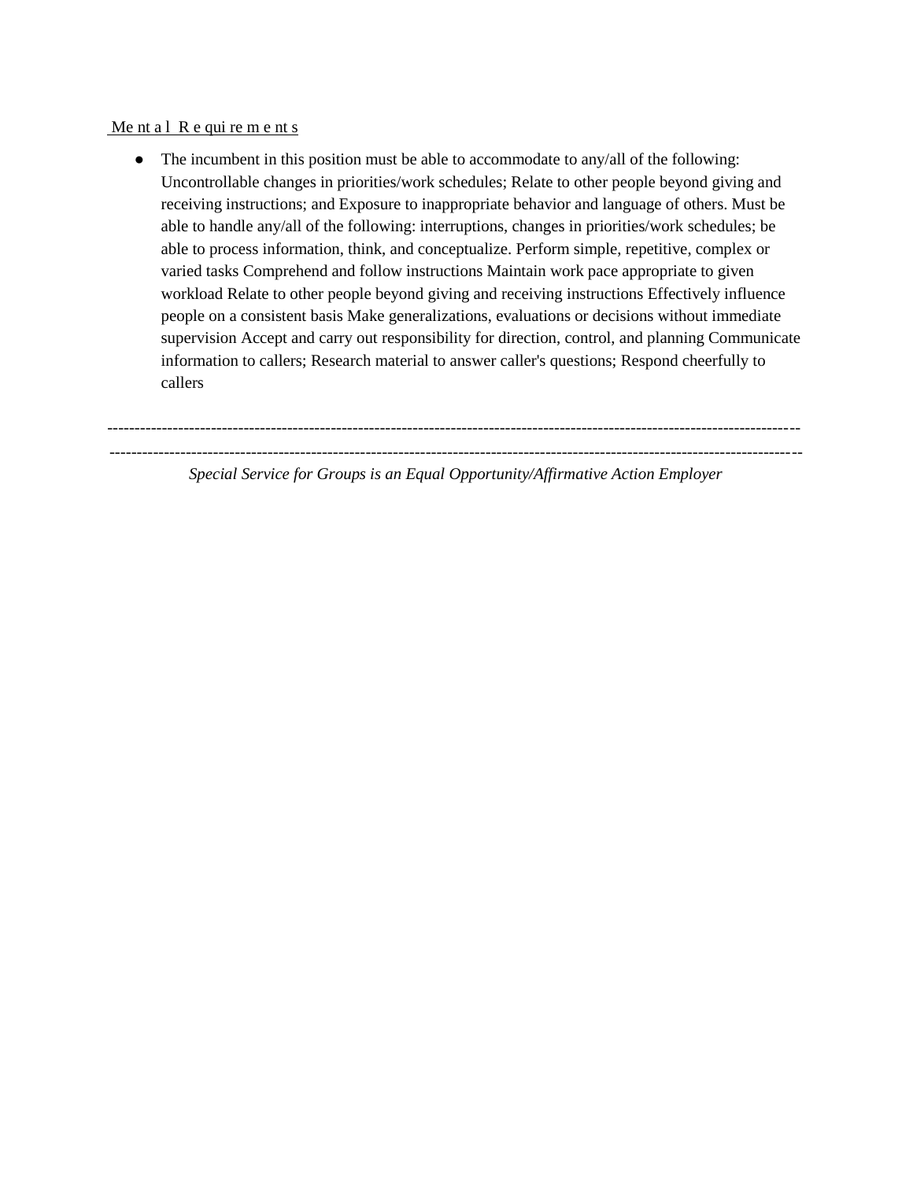Mental Requirements

- The incumbent in this position must be able to accommodate to any/all of the following: Uncontrollable changes in priorities/work schedules; Relate to other people beyond giving and receiving instructions; and Exposure to inappropriate behavior and language of others. Must be able to handle any/all of the following: interruptions, changes in priorities/work schedules; be able to process information, think, and conceptualize. Perform simple, repetitive, complex or varied tasks Comprehend and follow instructions Maintain work pace appropriate to given workload Relate to other people beyond giving and receiving instructions Effectively influence people on a consistent basis Make generalizations, evaluations or decisions without immediate supervision Accept and carry out responsibility for direction, control, and planning Communicate information to callers; Research material to answer caller's questions; Respond cheerfully to callers

---

*Special Service for Groups is an Equal Opportunity/Affirmative Action Employer*